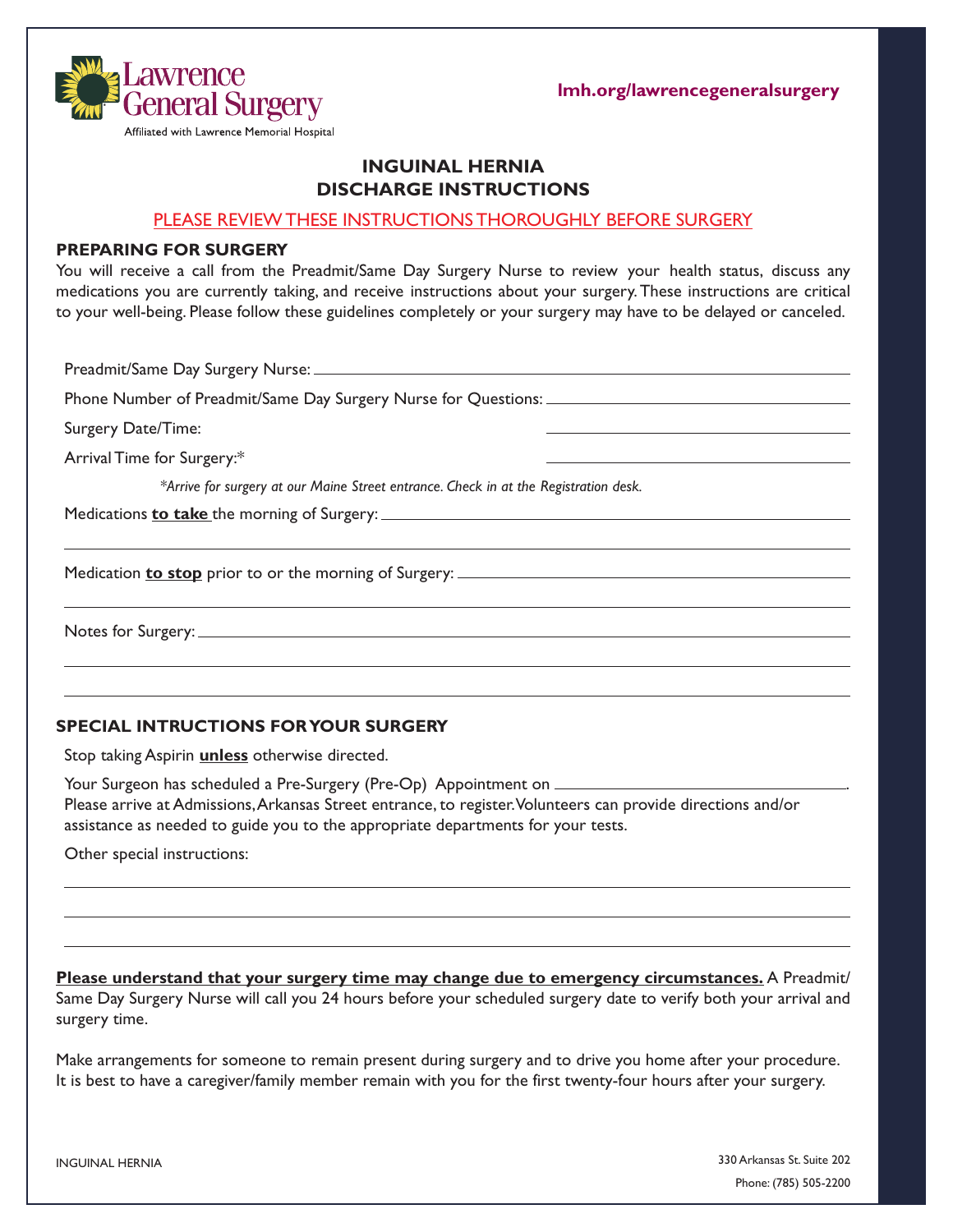Lawrence General Surgery

Affiliated with Lawrence Memorial Hospital

**lmh.org/lawrencegeneralsurgery**

# INGUINAL HERNIA DISCHARGE INSTRUCTIONS

PLEASE REVIEW THESE INSTRUCTIONS THOROUGHLY BEFORE SURGERY

## PREPARING FOR SURGERY

You will receive a call from the Preadmit/Same Day Surgery Nurse to review your health status, discuss any medications you are currently taking, and receive instructions about your surgery. These instructions are critical to your well-being. Please follow these guidelines completely or your surgery may have to be delayed or canceled.

Preadmit/Same Day Surgery Nurse: ______________________________

Phone Number of Preadmit/Same Day Surgery Nurse for Questions: ______________________________

Surgery Date/Time: ______________________________

Arrival Time for Surgery:* ______________________________

*\*Arrive for surgery at our Maine Street entrance. Check in at the Registration desk.*

Medications **to take** the morning of Surgery: ______________________________

______________________________

Medication **to stop** prior to or the morning of Surgery: ______________________________

______________________________

Notes for Surgery: ______________________________

______________________________

______________________________

## SPECIAL INTRUCTIONS FOR YOUR SURGERY

Stop taking Aspirin **unless** otherwise directed.

Your Surgeon has scheduled a Pre-Surgery (Pre-Op) Appointment on ______________________________.
Please arrive at Admissions, Arkansas Street entrance, to register. Volunteers can provide directions and/or assistance as needed to guide you to the appropriate departments for your tests.

Other special instructions:

______________________________

______________________________

______________________________

**Please understand that your surgery time may change due to emergency circumstances.** A Preadmit/ Same Day Surgery Nurse will call you 24 hours before your scheduled surgery date to verify both your arrival and surgery time.

Make arrangements for someone to remain present during surgery and to drive you home after your procedure. It is best to have a caregiver/family member remain with you for the first twenty-four hours after your surgery.

330 Arkansas St. Suite 202

Phone: (785) 505-2200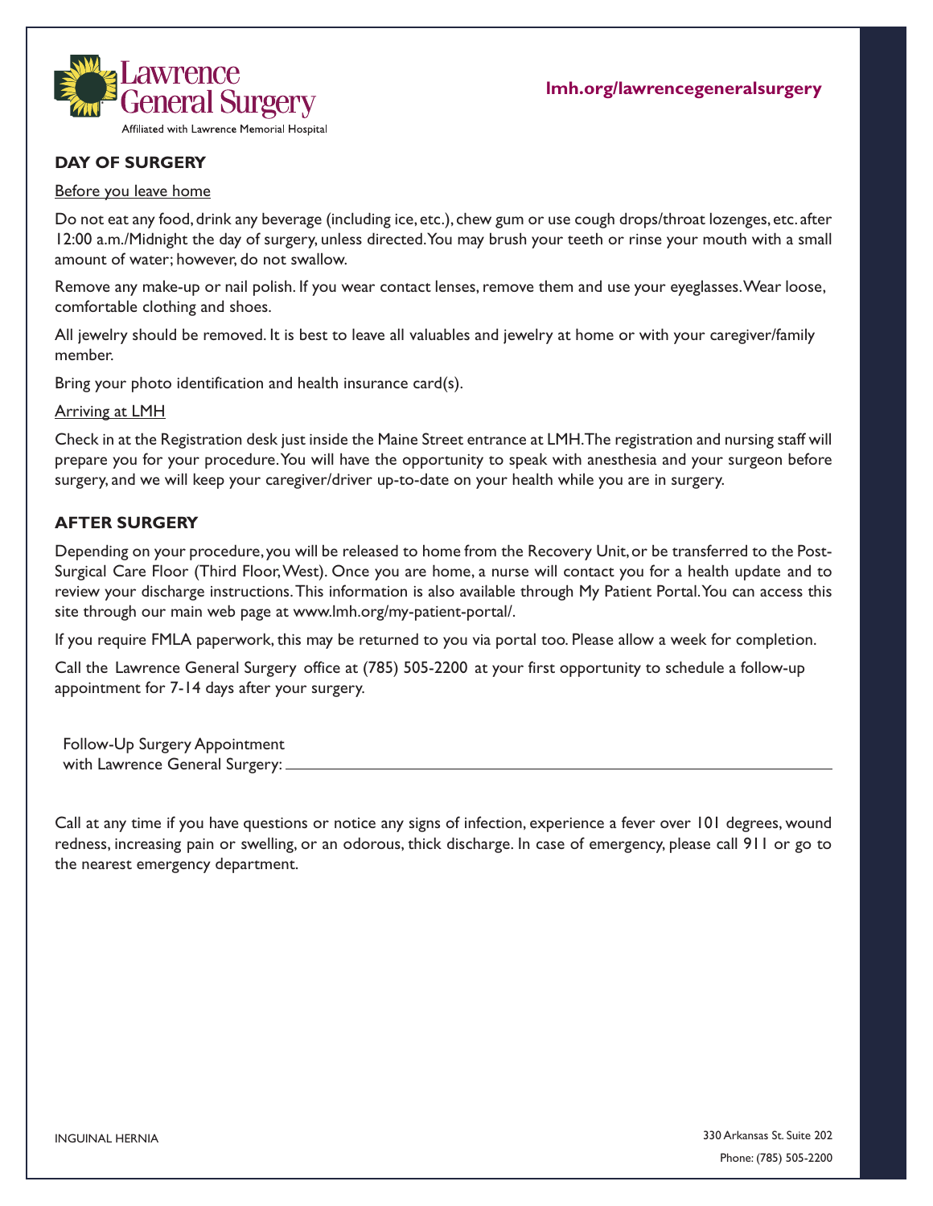## DAY OF SURGERY

Before you leave home

Do not eat any food, drink any beverage (including ice, etc.), chew gum or use cough drops/throat lozenges, etc. after 12:00 a.m./Midnight the day of surgery, unless directed. You may brush your teeth or rinse your mouth with a small amount of water; however, do not swallow.

Remove any make-up or nail polish. If you wear contact lenses, remove them and use your eyeglasses. Wear loose, comfortable clothing and shoes.

All jewelry should be removed. It is best to leave all valuables and jewelry at home or with your caregiver/family member.

Bring your photo identification and health insurance card(s).

Arriving at LMH

Check in at the Registration desk just inside the Maine Street entrance at LMH. The registration and nursing staff will prepare you for your procedure. You will have the opportunity to speak with anesthesia and your surgeon before surgery, and we will keep your caregiver/driver up-to-date on your health while you are in surgery.

## AFTER SURGERY

Depending on your procedure, you will be released to home from the Recovery Unit, or be transferred to the Post-Surgical Care Floor (Third Floor, West). Once you are home, a nurse will contact you for a health update and to review your discharge instructions. This information is also available through My Patient Portal. You can access this site through our main web page at www.lmh.org/my-patient-portal/.

If you require FMLA paperwork, this may be returned to you via portal too. Please allow a week for completion.

Call the Lawrence General Surgery office at (785) 505-2200 at your first opportunity to schedule a follow-up appointment for 7-14 days after your surgery.

Follow-Up Surgery Appointment
with Lawrence General Surgery: ____________________

Call at any time if you have questions or notice any signs of infection, experience a fever over 101 degrees, wound redness, increasing pain or swelling, or an odorous, thick discharge. In case of emergency, please call 911 or go to the nearest emergency department.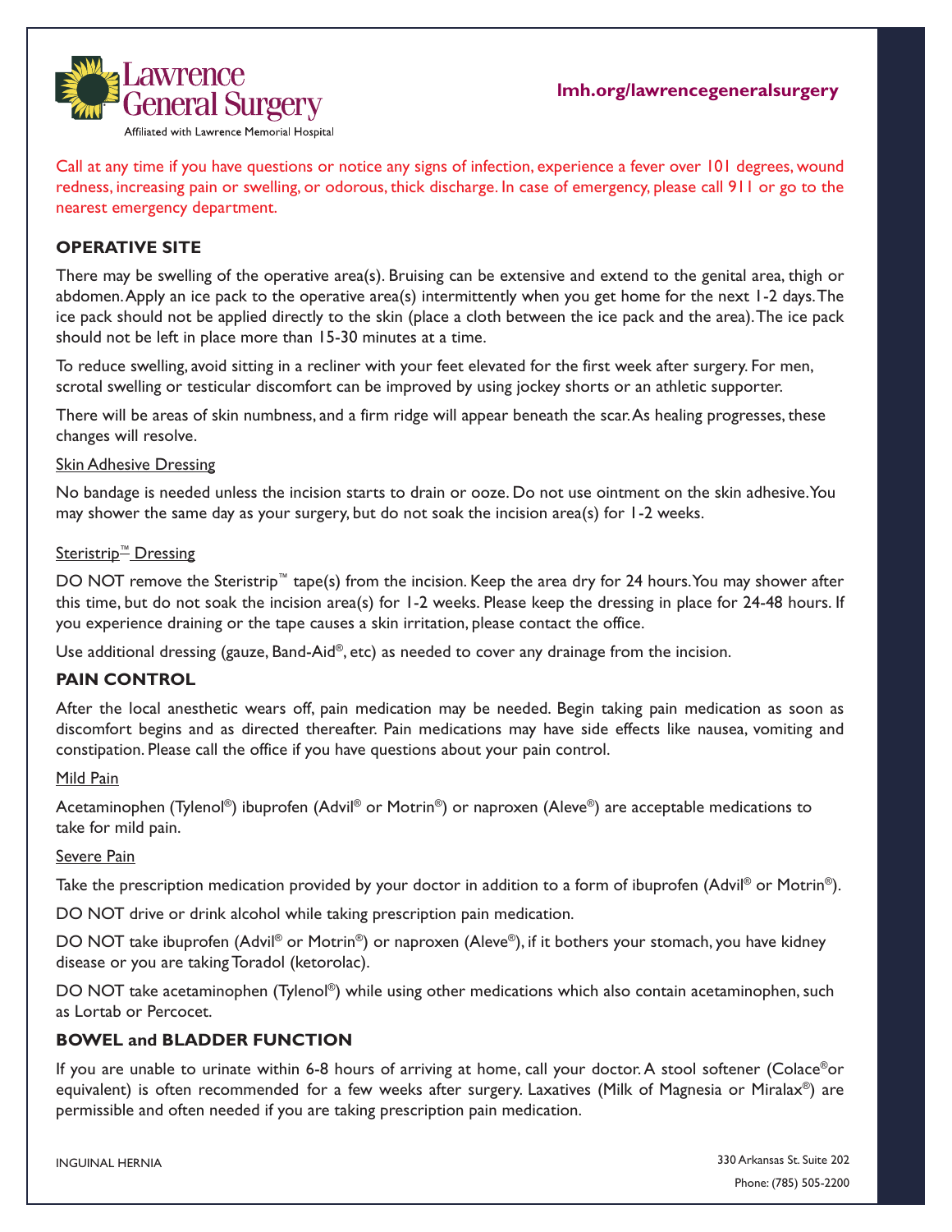Call at any time if you have questions or notice any signs of infection, experience a fever over 101 degrees, wound redness, increasing pain or swelling, or odorous, thick discharge. In case of emergency, please call 911 or go to the nearest emergency department.

## OPERATIVE SITE

There may be swelling of the operative area(s). Bruising can be extensive and extend to the genital area, thigh or abdomen. Apply an ice pack to the operative area(s) intermittently when you get home for the next 1-2 days. The ice pack should not be applied directly to the skin (place a cloth between the ice pack and the area). The ice pack should not be left in place more than 15-30 minutes at a time.

To reduce swelling, avoid sitting in a recliner with your feet elevated for the first week after surgery. For men, scrotal swelling or testicular discomfort can be improved by using jockey shorts or an athletic supporter.

There will be areas of skin numbness, and a firm ridge will appear beneath the scar. As healing progresses, these changes will resolve.

### Skin Adhesive Dressing

No bandage is needed unless the incision starts to drain or ooze. Do not use ointment on the skin adhesive. You may shower the same day as your surgery, but do not soak the incision area(s) for 1-2 weeks.

### Steristrip™ Dressing

DO NOT remove the Steristrip™ tape(s) from the incision. Keep the area dry for 24 hours. You may shower after this time, but do not soak the incision area(s) for 1-2 weeks. Please keep the dressing in place for 24-48 hours. If you experience draining or the tape causes a skin irritation, please contact the office.

Use additional dressing (gauze, Band-Aid®, etc) as needed to cover any drainage from the incision.

## PAIN CONTROL

After the local anesthetic wears off, pain medication may be needed. Begin taking pain medication as soon as discomfort begins and as directed thereafter. Pain medications may have side effects like nausea, vomiting and constipation. Please call the office if you have questions about your pain control.

### Mild Pain

Acetaminophen (Tylenol®) ibuprofen (Advil® or Motrin®) or naproxen (Aleve®) are acceptable medications to take for mild pain.

### Severe Pain

Take the prescription medication provided by your doctor in addition to a form of ibuprofen (Advil® or Motrin®).

DO NOT drive or drink alcohol while taking prescription pain medication.

DO NOT take ibuprofen (Advil® or Motrin®) or naproxen (Aleve®), if it bothers your stomach, you have kidney disease or you are taking Toradol (ketorolac).

DO NOT take acetaminophen (Tylenol®) while using other medications which also contain acetaminophen, such as Lortab or Percocet.

## BOWEL and BLADDER FUNCTION

If you are unable to urinate within 6-8 hours of arriving at home, call your doctor. A stool softener (Colace® or equivalent) is often recommended for a few weeks after surgery. Laxatives (Milk of Magnesia or Miralax®) are permissible and often needed if you are taking prescription pain medication.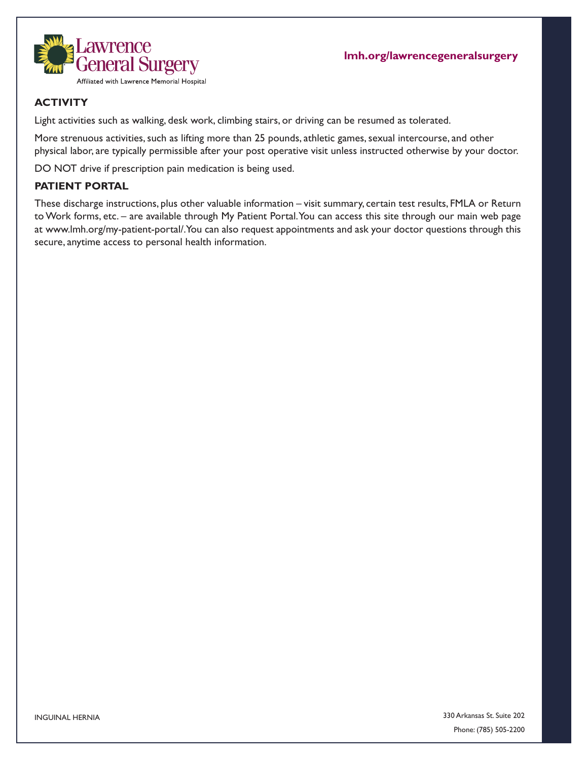## ACTIVITY

Light activities such as walking, desk work, climbing stairs, or driving can be resumed as tolerated.

More strenuous activities, such as lifting more than 25 pounds, athletic games, sexual intercourse, and other physical labor, are typically permissible after your post operative visit unless instructed otherwise by your doctor.

DO NOT drive if prescription pain medication is being used.

## PATIENT PORTAL

These discharge instructions, plus other valuable information – visit summary, certain test results, FMLA or Return to Work forms, etc. – are available through My Patient Portal. You can access this site through our main web page at www.lmh.org/my-patient-portal/. You can also request appointments and ask your doctor questions through this secure, anytime access to personal health information.